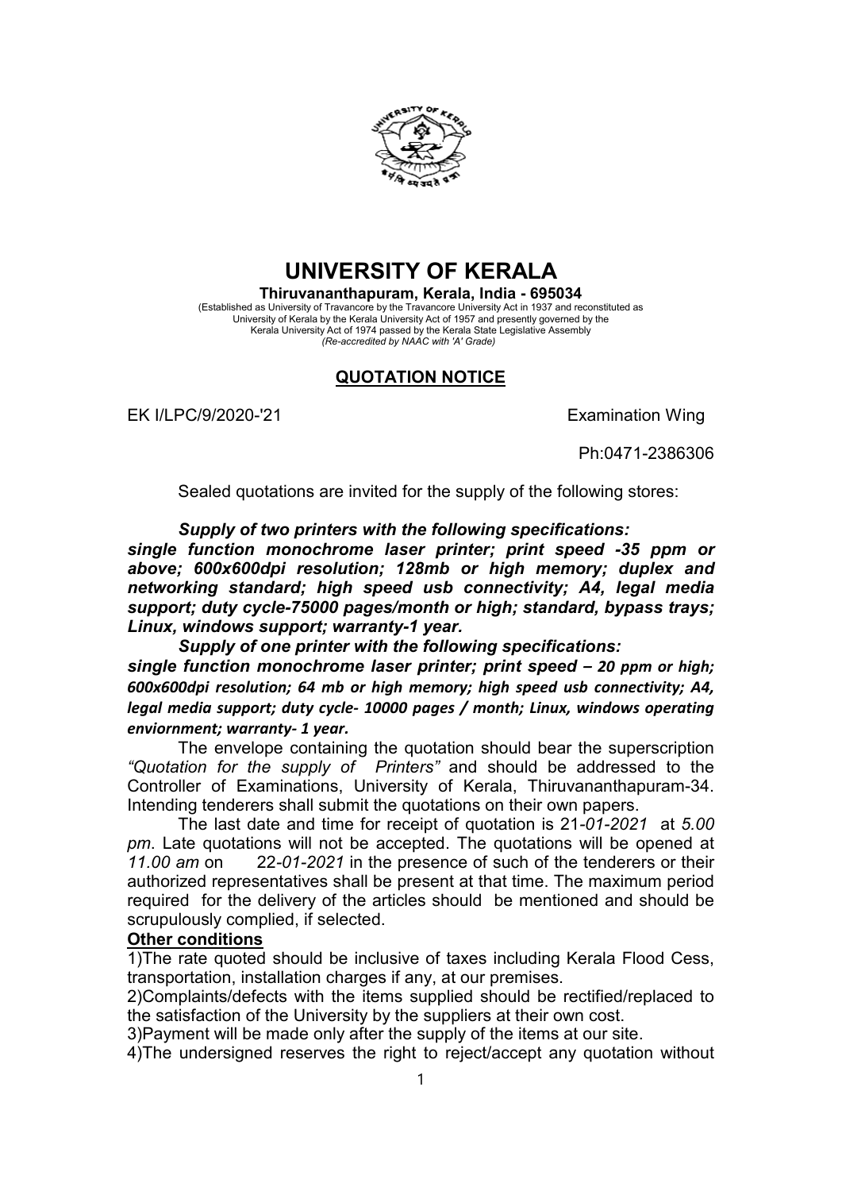# UNIVERSITY OF KERALA

**Thiruvananthapuram, Kerala, India - 695034**

(Established as University of Travancore by the Travancore University Act in 1937 and reconstituted as University of Kerala by the Kerala University Act of 1957 and presently governed by the Kerala University Act of 1974 passed by the Kerala State Legislative Assembly
*(Re-accredited by NAAC with 'A' Grade)*

## QUOTATION NOTICE

EK I/LPC/9/2020-'21 Examination Wing

Ph:0471-2386306

Sealed quotations are invited for the supply of the following stores:

***Supply of two printers with the following specifications:***
***single function monochrome laser printer; print speed -35 ppm or above; 600x600dpi resolution; 128mb or high memory; duplex and networking standard; high speed usb connectivity; A4, legal media support; duty cycle-75000 pages/month or high; standard, bypass trays; Linux, windows support; warranty-1 year.***

***Supply of one printer with the following specifications:***
***single function monochrome laser printer; print speed – 20 ppm or high; 600x600dpi resolution; 64 mb or high memory; high speed usb connectivity; A4, legal media support; duty cycle- 10000 pages / month; Linux, windows operating enviornment; warranty- 1 year.***

The envelope containing the quotation should bear the superscription *"Quotation for the supply of Printers"* and should be addressed to the Controller of Examinations, University of Kerala, Thiruvananthapuram-34. Intending tenderers shall submit the quotations on their own papers.

The last date and time for receipt of quotation is 21-*01-2021* at *5.00 pm*. Late quotations will not be accepted. The quotations will be opened at *11.00 am* on 22-*01-2021* in the presence of such of the tenderers or their authorized representatives shall be present at that time. The maximum period required for the delivery of the articles should be mentioned and should be scrupulously complied, if selected.

**Other conditions**

1)The rate quoted should be inclusive of taxes including Kerala Flood Cess, transportation, installation charges if any, at our premises.

2)Complaints/defects with the items supplied should be rectified/replaced to the satisfaction of the University by the suppliers at their own cost.

3)Payment will be made only after the supply of the items at our site.

4)The undersigned reserves the right to reject/accept any quotation without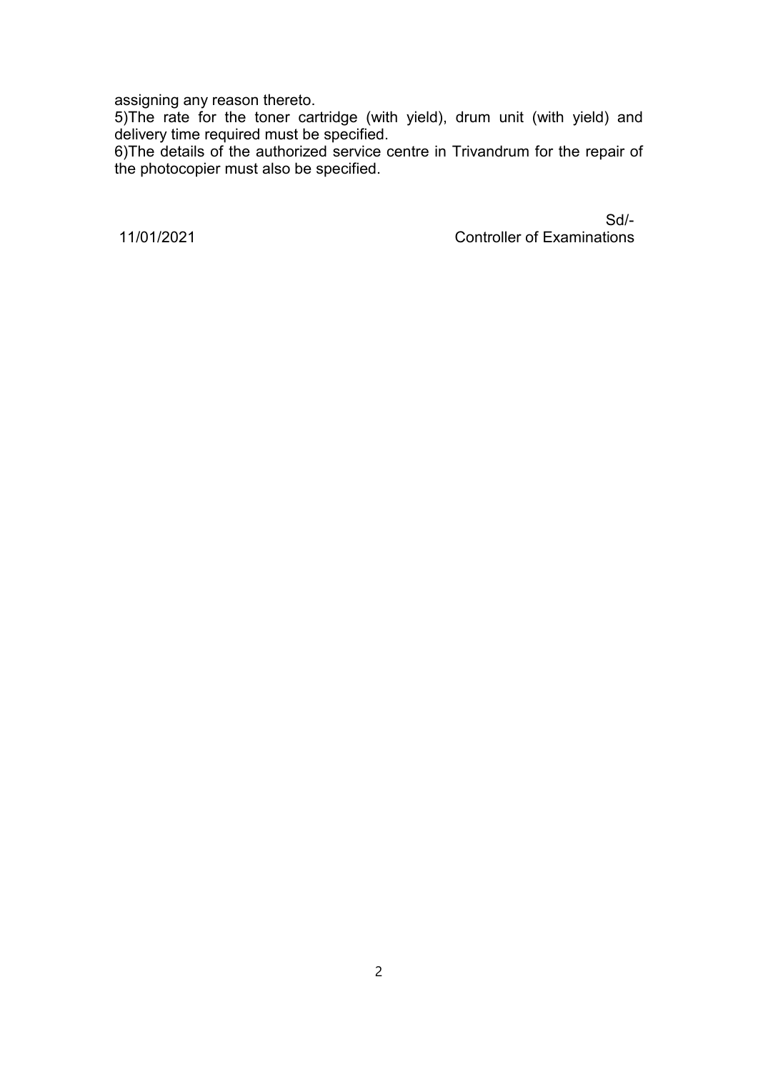assigning any reason thereto.

5)The rate for the toner cartridge (with yield), drum unit (with yield) and delivery time required must be specified.

6)The details of the authorized service centre in Trivandrum for the repair of the photocopier must also be specified.

Sd/-

11/01/2021 Controller of Examinations